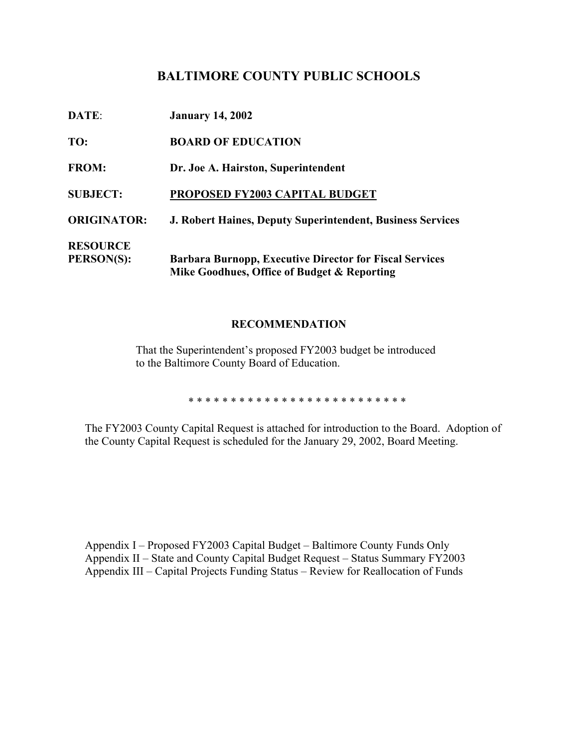# BALTIMORE COUNTY PUBLIC SCHOOLS

**DATE**: **January 14, 2002**

**TO:** **BOARD OF EDUCATION**

**FROM:** **Dr. Joe A. Hairston, Superintendent**

**SUBJECT:** **PROPOSED FY2003 CAPITAL BUDGET**

**ORIGINATOR:** **J. Robert Haines, Deputy Superintendent, Business Services**

**RESOURCE PERSON(S):** **Barbara Burnopp, Executive Director for Fiscal Services**
**Mike Goodhues, Office of Budget & Reporting**

## RECOMMENDATION

That the Superintendent's proposed FY2003 budget be introduced to the Baltimore County Board of Education.

* * * * * * * * * * * * * * * * * * * * * * * * * * *

The FY2003 County Capital Request is attached for introduction to the Board. Adoption of the County Capital Request is scheduled for the January 29, 2002, Board Meeting.

Appendix I – Proposed FY2003 Capital Budget – Baltimore County Funds Only
Appendix II – State and County Capital Budget Request – Status Summary FY2003
Appendix III – Capital Projects Funding Status – Review for Reallocation of Funds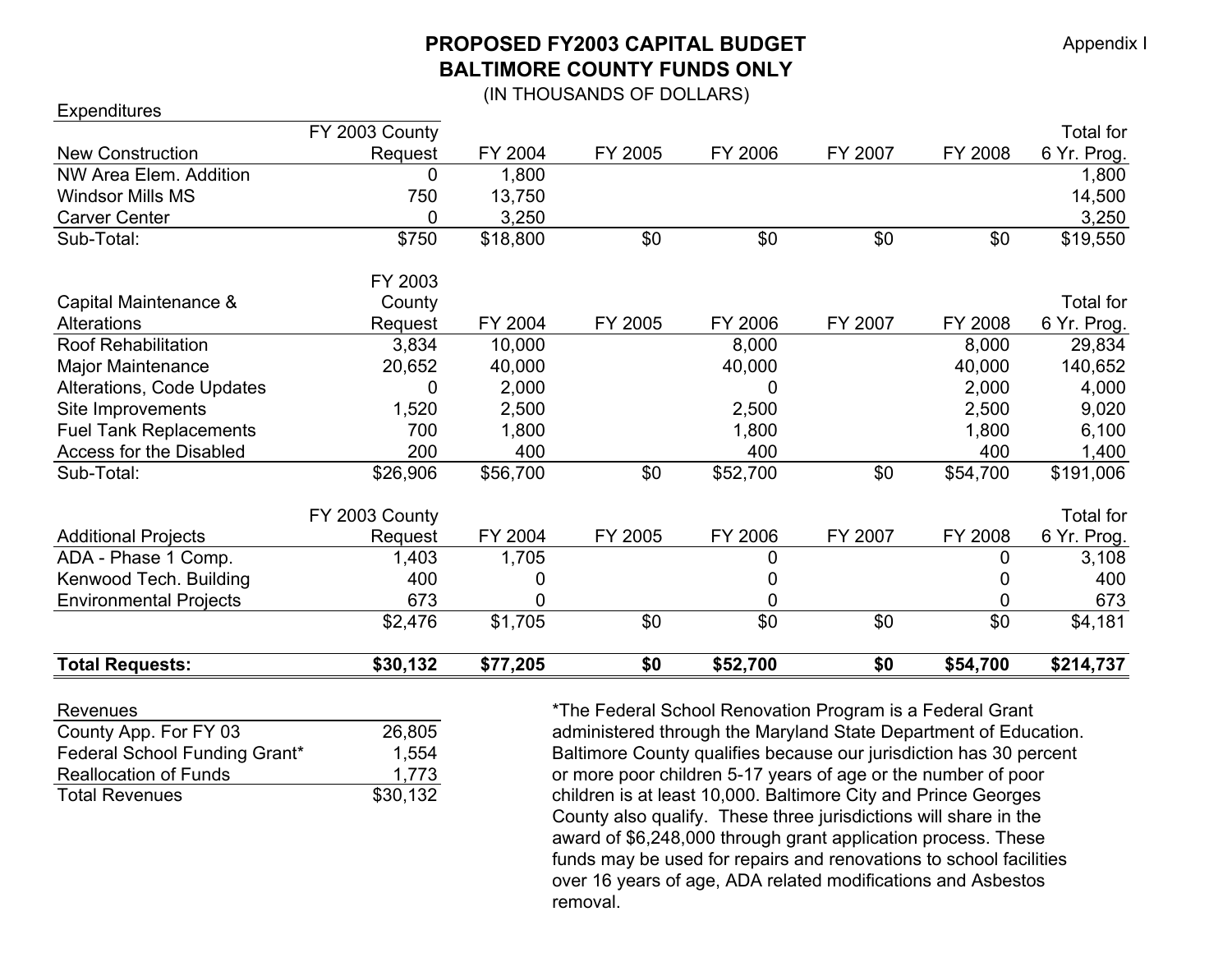Appendix I

# PROPOSED FY2003 CAPITAL BUDGET
# BALTIMORE COUNTY FUNDS ONLY

(IN THOUSANDS OF DOLLARS)

Expenditures

| New Construction | FY 2003 County Request | FY 2004 | FY 2005 | FY 2006 | FY 2007 | FY 2008 | Total for 6 Yr. Prog. |
|---|---|---|---|---|---|---|---|
| NW Area Elem. Addition | 0 | 1,800 | | | | | 1,800 |
| Windsor Mills MS | 750 | 13,750 | | | | | 14,500 |
| Carver Center | 0 | 3,250 | | | | | 3,250 |
| Sub-Total: | $750 | $18,800 | $0 | $0 | $0 | $0 | $19,550 |

| Capital Maintenance & Alterations | FY 2003 County Request | FY 2004 | FY 2005 | FY 2006 | FY 2007 | FY 2008 | Total for 6 Yr. Prog. |
|---|---|---|---|---|---|---|---|
| Roof Rehabilitation | 3,834 | 10,000 | | 8,000 | | 8,000 | 29,834 |
| Major Maintenance | 20,652 | 40,000 | | 40,000 | | 40,000 | 140,652 |
| Alterations, Code Updates | 0 | 2,000 | | 0 | | 2,000 | 4,000 |
| Site Improvements | 1,520 | 2,500 | | 2,500 | | 2,500 | 9,020 |
| Fuel Tank Replacements | 700 | 1,800 | | 1,800 | | 1,800 | 6,100 |
| Access for the Disabled | 200 | 400 | | 400 | | 400 | 1,400 |
| Sub-Total: | $26,906 | $56,700 | $0 | $52,700 | $0 | $54,700 | $191,006 |

| Additional Projects | FY 2003 County Request | FY 2004 | FY 2005 | FY 2006 | FY 2007 | FY 2008 | Total for 6 Yr. Prog. |
|---|---|---|---|---|---|---|---|
| ADA - Phase 1 Comp. | 1,403 | 1,705 | | 0 | | 0 | 3,108 |
| Kenwood Tech. Building | 400 | 0 | | 0 | | 0 | 400 |
| Environmental Projects | 673 | 0 | | 0 | | 0 | 673 |
| | $2,476 | $1,705 | $0 | $0 | $0 | $0 | $4,181 |
| **Total Requests:** | **$30,132** | **$77,205** | **$0** | **$52,700** | **$0** | **$54,700** | **$214,737** |

| Revenues | |
|---|---|
| County App. For FY 03 | 26,805 |
| Federal School Funding Grant* | 1,554 |
| Reallocation of Funds | 1,773 |
| Total Revenues | $30,132 |

*The Federal School Renovation Program is a Federal Grant administered through the Maryland State Department of Education. Baltimore County qualifies because our jurisdiction has 30 percent or more poor children 5-17 years of age or the number of poor children is at least 10,000. Baltimore City and Prince Georges County also qualify. These three jurisdictions will share in the award of $6,248,000 through grant application process. These funds may be used for repairs and renovations to school facilities over 16 years of age, ADA related modifications and Asbestos removal.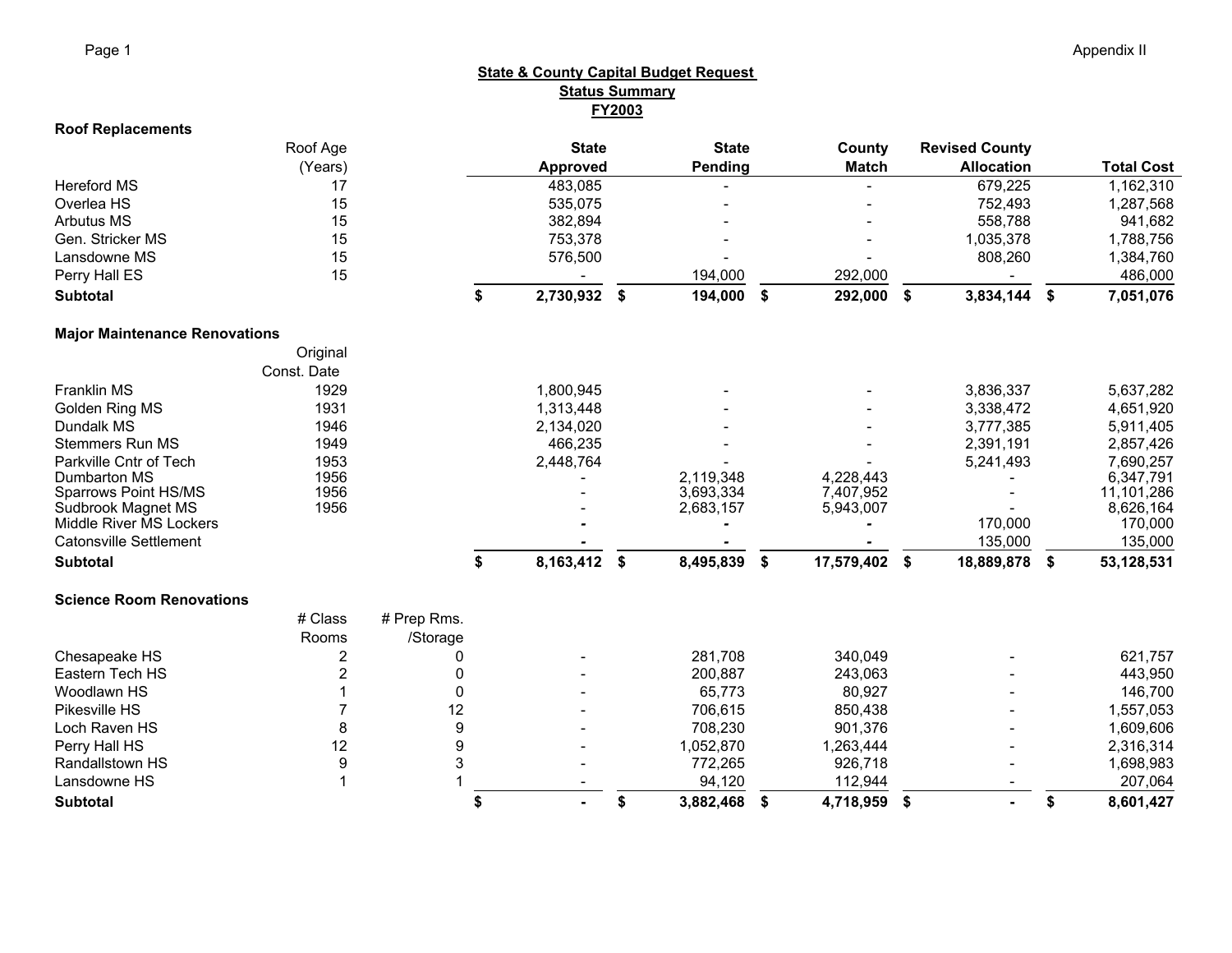Appendix II

**State & County Capital Budget Request**
**Status Summary**
**FY2003**

**Roof Replacements**

| | Roof Age (Years) | | State Approved | State Pending | County Match | Revised County Allocation | Total Cost |
|---|---|---|---|---|---|---|---|
| Hereford MS | 17 | | 483,085 | - | - | 679,225 | 1,162,310 |
| Overlea HS | 15 | | 535,075 | - | - | 752,493 | 1,287,568 |
| Arbutus MS | 15 | | 382,894 | - | - | 558,788 | 941,682 |
| Gen. Stricker MS | 15 | | 753,378 | - | - | 1,035,378 | 1,788,756 |
| Lansdowne MS | 15 | | 576,500 | - | - | 808,260 | 1,384,760 |
| Perry Hall ES | 15 | | - | 194,000 | 292,000 | - | 486,000 |
| **Subtotal** | | | **$ 2,730,932** | **$ 194,000** | **$ 292,000** | **$ 3,834,144** | **$ 7,051,076** |

**Major Maintenance Renovations**

| | Original Const. Date | | State Approved | State Pending | County Match | Revised County Allocation | Total Cost |
|---|---|---|---|---|---|---|---|
| Franklin MS | 1929 | | 1,800,945 | - | - | 3,836,337 | 5,637,282 |
| Golden Ring MS | 1931 | | 1,313,448 | - | - | 3,338,472 | 4,651,920 |
| Dundalk MS | 1946 | | 2,134,020 | - | - | 3,777,385 | 5,911,405 |
| Stemmers Run MS | 1949 | | 466,235 | - | - | 2,391,191 | 2,857,426 |
| Parkville Cntr of Tech | 1953 | | 2,448,764 | - | - | 5,241,493 | 7,690,257 |
| Dumbarton MS | 1956 | | - | 2,119,348 | 4,228,443 | - | 6,347,791 |
| Sparrows Point HS/MS | 1956 | | - | 3,693,334 | 7,407,952 | - | 11,101,286 |
| Sudbrook Magnet MS | 1956 | | - | 2,683,157 | 5,943,007 | - | 8,626,164 |
| Middle River MS Lockers | | | - | - | - | 170,000 | 170,000 |
| Catonsville Settlement | | | - | - | - | 135,000 | 135,000 |
| **Subtotal** | | | **$ 8,163,412** | **$ 8,495,839** | **$ 17,579,402** | **$ 18,889,878** | **$ 53,128,531** |

**Science Room Renovations**

| | # Class Rooms | # Prep Rms. /Storage | State Approved | State Pending | County Match | Revised County Allocation | Total Cost |
|---|---|---|---|---|---|---|---|
| Chesapeake HS | 2 | 0 | - | 281,708 | 340,049 | - | 621,757 |
| Eastern Tech HS | 2 | 0 | - | 200,887 | 243,063 | - | 443,950 |
| Woodlawn HS | 1 | 0 | - | 65,773 | 80,927 | - | 146,700 |
| Pikesville HS | 7 | 12 | - | 706,615 | 850,438 | - | 1,557,053 |
| Loch Raven HS | 8 | 9 | - | 708,230 | 901,376 | - | 1,609,606 |
| Perry Hall HS | 12 | 9 | - | 1,052,870 | 1,263,444 | - | 2,316,314 |
| Randallstown HS | 9 | 3 | - | 772,265 | 926,718 | - | 1,698,983 |
| Lansdowne HS | 1 | 1 | - | 94,120 | 112,944 | - | 207,064 |
| **Subtotal** | | | **$ -** | **$ 3,882,468** | **$ 4,718,959** | **$ -** | **$ 8,601,427** |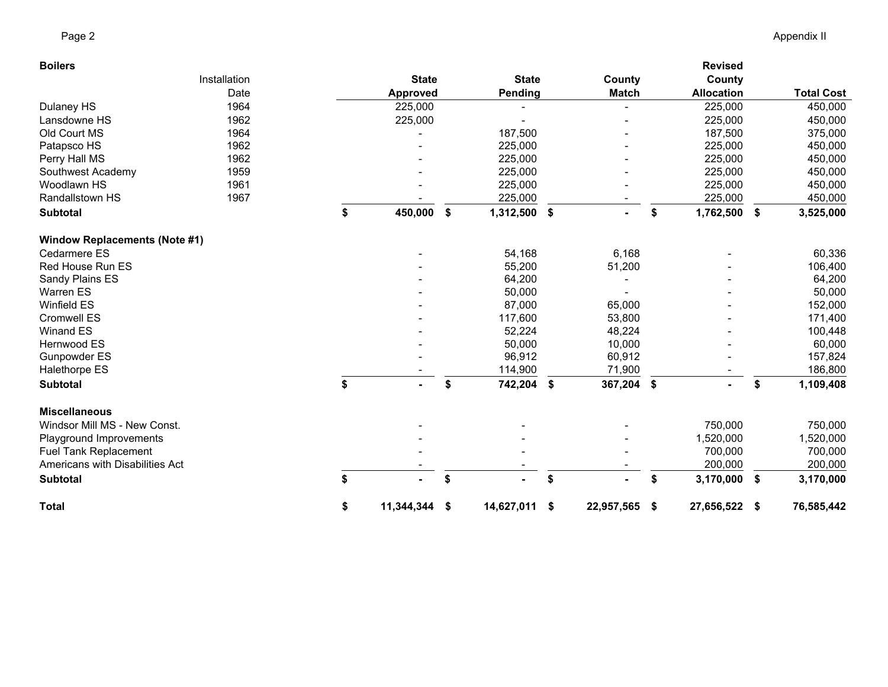| Boilers | Installation Date | State Approved | State Pending | County Match | Revised County Allocation | Total Cost |
|---|---|---|---|---|---|---|
| Dulaney HS | 1964 | 225,000 | - | - | 225,000 | 450,000 |
| Lansdowne HS | 1962 | 225,000 | - | - | 225,000 | 450,000 |
| Old Court MS | 1964 | - | 187,500 | - | 187,500 | 375,000 |
| Patapsco HS | 1962 | - | 225,000 | - | 225,000 | 450,000 |
| Perry Hall MS | 1962 | - | 225,000 | - | 225,000 | 450,000 |
| Southwest Academy | 1959 | - | 225,000 | - | 225,000 | 450,000 |
| Woodlawn HS | 1961 | - | 225,000 | - | 225,000 | 450,000 |
| Randallstown HS | 1967 | - | 225,000 | - | 225,000 | 450,000 |
| **Subtotal** | | **$ 450,000** | **$ 1,312,500** | **$ -** | **$ 1,762,500** | **$ 3,525,000** |
| **Window Replacements (Note #1)** | | | | | | |
| Cedarmere ES | | - | 54,168 | 6,168 | - | 60,336 |
| Red House Run ES | | - | 55,200 | 51,200 | - | 106,400 |
| Sandy Plains ES | | - | 64,200 | - | - | 64,200 |
| Warren ES | | - | 50,000 | - | - | 50,000 |
| Winfield ES | | - | 87,000 | 65,000 | - | 152,000 |
| Cromwell ES | | - | 117,600 | 53,800 | - | 171,400 |
| Winand ES | | - | 52,224 | 48,224 | - | 100,448 |
| Hernwood ES | | - | 50,000 | 10,000 | - | 60,000 |
| Gunpowder ES | | - | 96,912 | 60,912 | - | 157,824 |
| Halethorpe ES | | - | 114,900 | 71,900 | - | 186,800 |
| **Subtotal** | | **$ -** | **$ 742,204** | **$ 367,204** | **$ -** | **$ 1,109,408** |
| **Miscellaneous** | | | | | | |
| Windsor Mill MS - New Const. | | - | - | - | 750,000 | 750,000 |
| Playground Improvements | | - | - | - | 1,520,000 | 1,520,000 |
| Fuel Tank Replacement | | - | - | - | 700,000 | 700,000 |
| Americans with Disabilities Act | | - | - | - | 200,000 | 200,000 |
| **Subtotal** | | **$ -** | **$ -** | **$ -** | **$ 3,170,000** | **$ 3,170,000** |
| **Total** | | **$ 11,344,344** | **$ 14,627,011** | **$ 22,957,565** | **$ 27,656,522** | **$ 76,585,442** |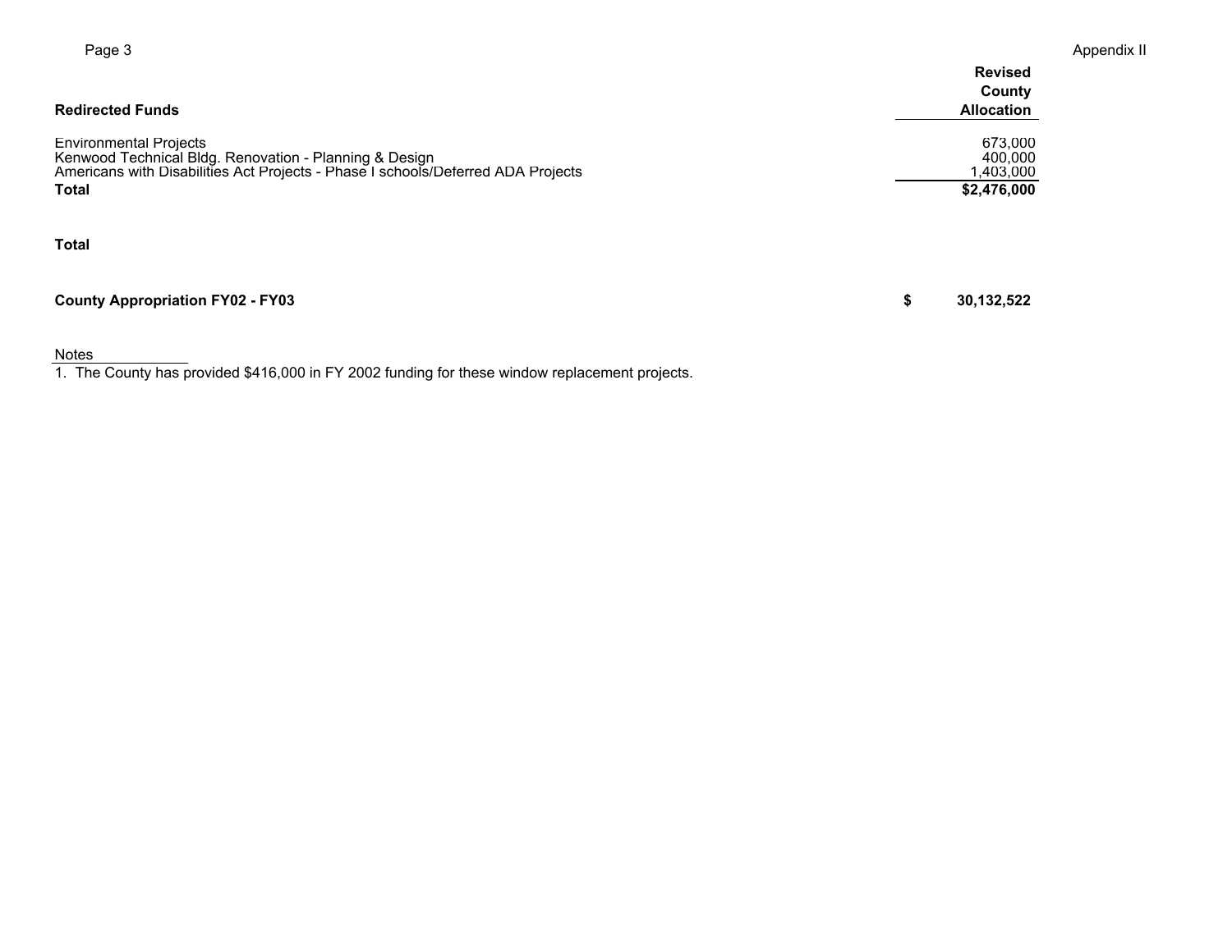| Redirected Funds | Revised County Allocation |
|---|---|
| Environmental Projects | 673,000 |
| Kenwood Technical Bldg. Renovation - Planning & Design | 400,000 |
| Americans with Disabilities Act Projects - Phase I schools/Deferred ADA Projects | 1,403,000 |
| **Total** | **$2,476,000** |

**Total**

| | |
|---|---|
| **County Appropriation FY02 - FY03** | **$ 30,132,522** |

Notes

1. The County has provided $416,000 in FY 2002 funding for these window replacement projects.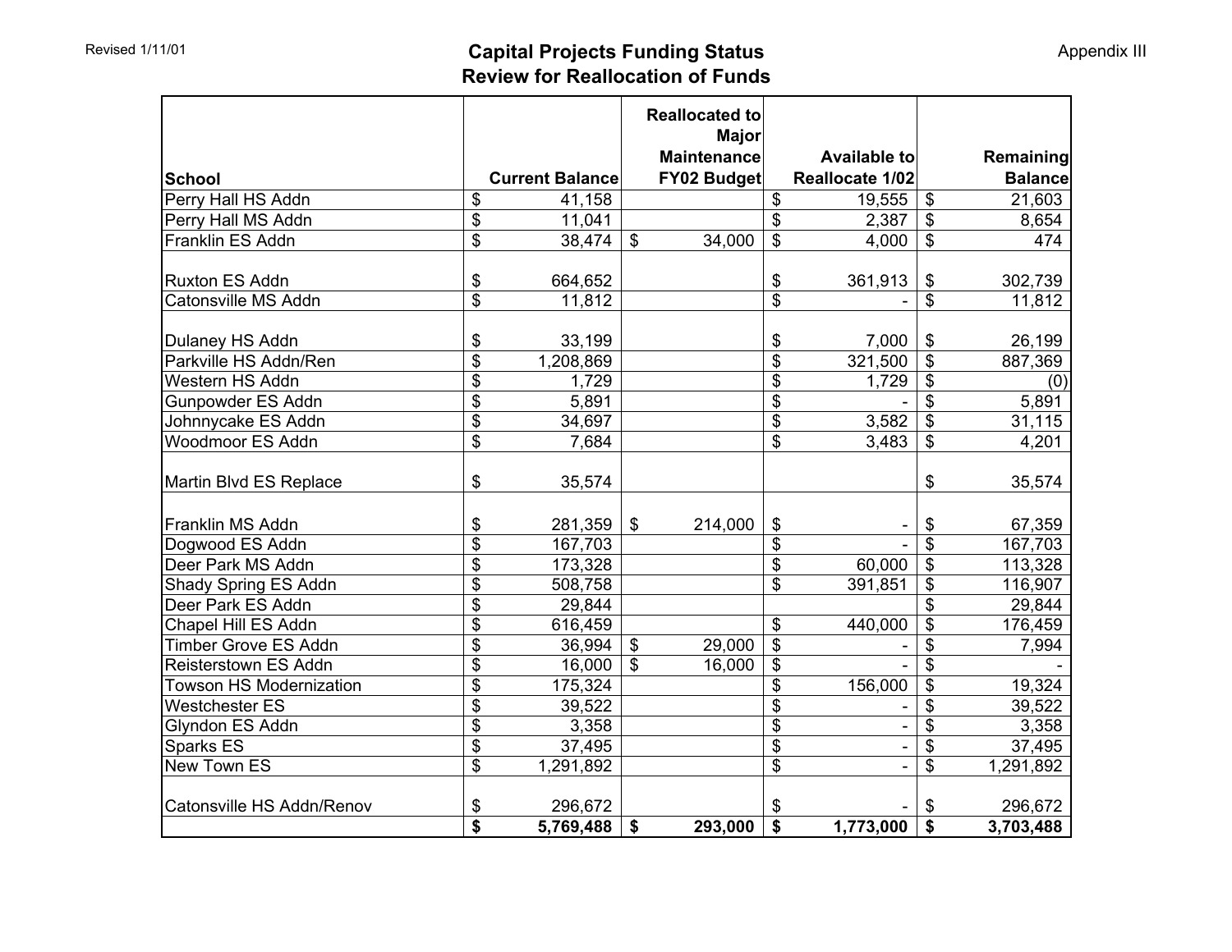Revised 1/11/01

Appendix III

# Capital Projects Funding Status
## Review for Reallocation of Funds

| School | Current Balance | Reallocated to Major Maintenance FY02 Budget | Available to Reallocate 1/02 | Remaining Balance |
|---|---|---|---|---|
| Perry Hall HS Addn | $ 41,158 | | $ 19,555 | $ 21,603 |
| Perry Hall MS Addn | $ 11,041 | | $ 2,387 | $ 8,654 |
| Franklin ES Addn | $ 38,474 | $ 34,000 | $ 4,000 | $ 474 |
| Ruxton ES Addn | $ 664,652 | | $ 361,913 | $ 302,739 |
| Catonsville MS Addn | $ 11,812 | | $ - | $ 11,812 |
| Dulaney HS Addn | $ 33,199 | | $ 7,000 | $ 26,199 |
| Parkville HS Addn/Ren | $ 1,208,869 | | $ 321,500 | $ 887,369 |
| Western HS Addn | $ 1,729 | | $ 1,729 | $ (0) |
| Gunpowder ES Addn | $ 5,891 | | $ - | $ 5,891 |
| Johnnycake ES Addn | $ 34,697 | | $ 3,582 | $ 31,115 |
| Woodmoor ES Addn | $ 7,684 | | $ 3,483 | $ 4,201 |
| Martin Blvd ES Replace | $ 35,574 | | | $ 35,574 |
| Franklin MS Addn | $ 281,359 | $ 214,000 | $ - | $ 67,359 |
| Dogwood ES Addn | $ 167,703 | | $ - | $ 167,703 |
| Deer Park MS Addn | $ 173,328 | | $ 60,000 | $ 113,328 |
| Shady Spring ES Addn | $ 508,758 | | $ 391,851 | $ 116,907 |
| Deer Park ES Addn | $ 29,844 | | | $ 29,844 |
| Chapel Hill ES Addn | $ 616,459 | | $ 440,000 | $ 176,459 |
| Timber Grove ES Addn | $ 36,994 | $ 29,000 | $ - | $ 7,994 |
| Reisterstown ES Addn | $ 16,000 | $ 16,000 | $ - | $ - |
| Towson HS Modernization | $ 175,324 | | $ 156,000 | $ 19,324 |
| Westchester ES | $ 39,522 | | $ - | $ 39,522 |
| Glyndon ES Addn | $ 3,358 | | $ - | $ 3,358 |
| Sparks ES | $ 37,495 | | $ - | $ 37,495 |
| New Town ES | $ 1,291,892 | | $ - | $ 1,291,892 |
| Catonsville HS Addn/Renov | $ 296,672 | | $ - | $ 296,672 |
| | **$ 5,769,488** | **$ 293,000** | **$ 1,773,000** | **$ 3,703,488** |